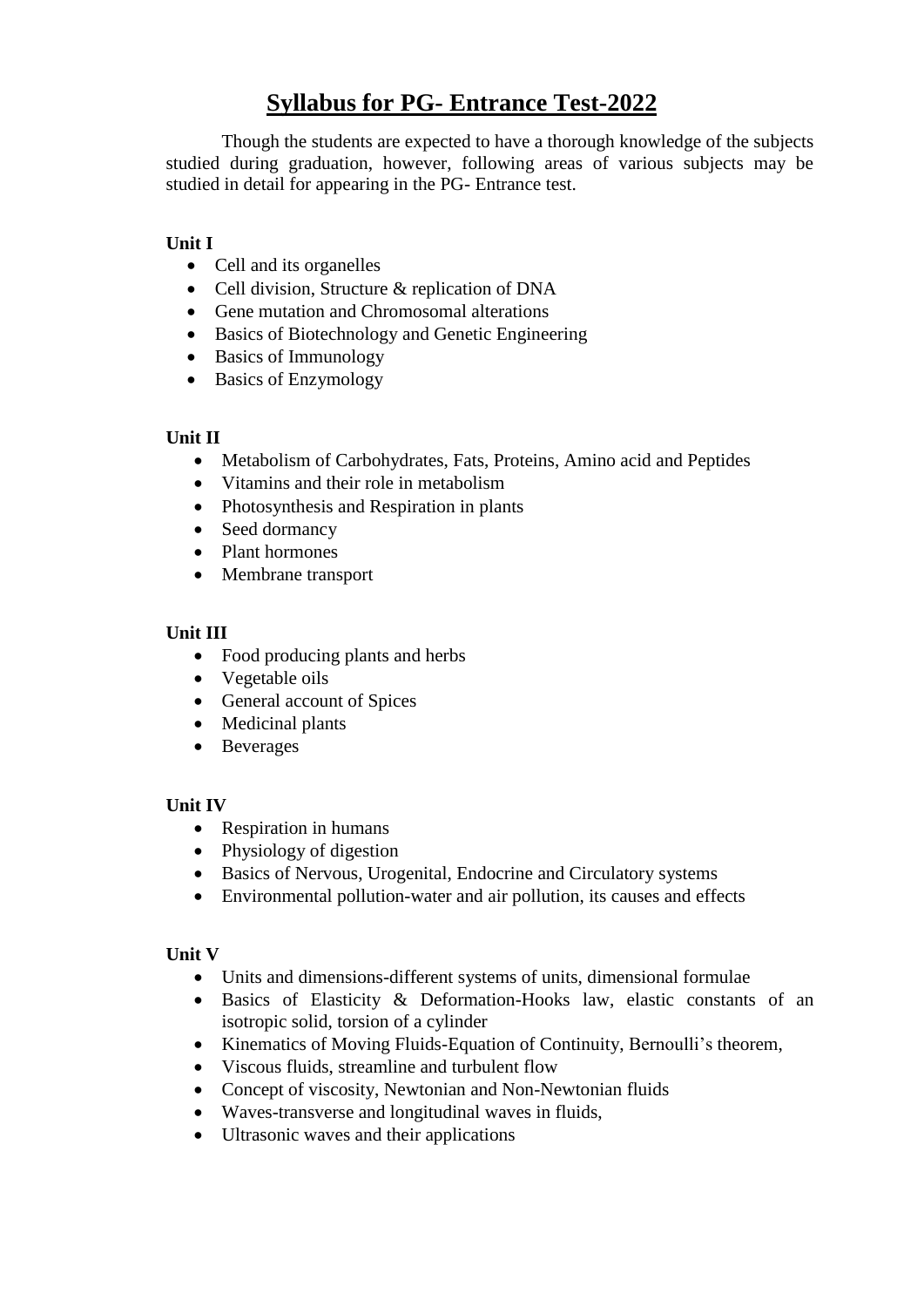# Syllabus for PG- Entrance Test-2022

Though the students are expected to have a thorough knowledge of the subjects studied during graduation, however, following areas of various subjects may be studied in detail for appearing in the PG- Entrance test.

**Unit I**

- Cell and its organelles
- Cell division, Structure & replication of DNA
- Gene mutation and Chromosomal alterations
- Basics of Biotechnology and Genetic Engineering
- Basics of Immunology
- Basics of Enzymology

**Unit II**

- Metabolism of Carbohydrates, Fats, Proteins, Amino acid and Peptides
- Vitamins and their role in metabolism
- Photosynthesis and Respiration in plants
- Seed dormancy
- Plant hormones
- Membrane transport

**Unit III**

- Food producing plants and herbs
- Vegetable oils
- General account of Spices
- Medicinal plants
- Beverages

**Unit IV**

- Respiration in humans
- Physiology of digestion
- Basics of Nervous, Urogenital, Endocrine and Circulatory systems
- Environmental pollution-water and air pollution, its causes and effects

**Unit V**

- Units and dimensions-different systems of units, dimensional formulae
- Basics of Elasticity & Deformation-Hooks law, elastic constants of an isotropic solid, torsion of a cylinder
- Kinematics of Moving Fluids-Equation of Continuity, Bernoulli's theorem,
- Viscous fluids, streamline and turbulent flow
- Concept of viscosity, Newtonian and Non-Newtonian fluids
- Waves-transverse and longitudinal waves in fluids,
- Ultrasonic waves and their applications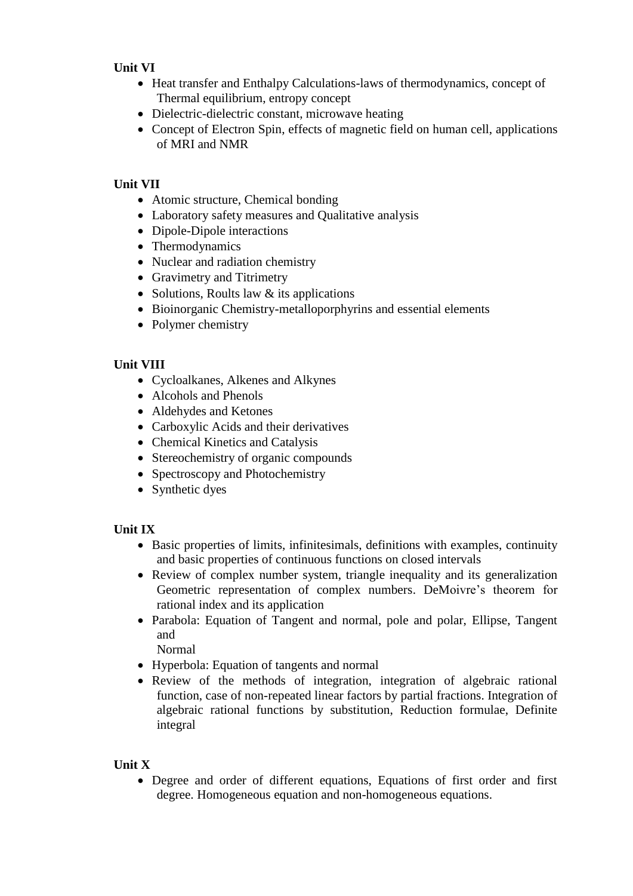**Unit VI**

- Heat transfer and Enthalpy Calculations-laws of thermodynamics, concept of Thermal equilibrium, entropy concept
- Dielectric-dielectric constant, microwave heating
- Concept of Electron Spin, effects of magnetic field on human cell, applications of MRI and NMR

**Unit VII**

- Atomic structure, Chemical bonding
- Laboratory safety measures and Qualitative analysis
- Dipole-Dipole interactions
- Thermodynamics
- Nuclear and radiation chemistry
- Gravimetry and Titrimetry
- Solutions, Roults law & its applications
- Bioinorganic Chemistry-metalloporphyrins and essential elements
- Polymer chemistry

**Unit VIII**

- Cycloalkanes, Alkenes and Alkynes
- Alcohols and Phenols
- Aldehydes and Ketones
- Carboxylic Acids and their derivatives
- Chemical Kinetics and Catalysis
- Stereochemistry of organic compounds
- Spectroscopy and Photochemistry
- Synthetic dyes

**Unit IX**

- Basic properties of limits, infinitesimals, definitions with examples, continuity and basic properties of continuous functions on closed intervals
- Review of complex number system, triangle inequality and its generalization Geometric representation of complex numbers. DeMoivre's theorem for rational index and its application
- Parabola: Equation of Tangent and normal, pole and polar, Ellipse, Tangent and Normal
- Hyperbola: Equation of tangents and normal
- Review of the methods of integration, integration of algebraic rational function, case of non-repeated linear factors by partial fractions. Integration of algebraic rational functions by substitution, Reduction formulae, Definite integral

**Unit X**

- Degree and order of different equations, Equations of first order and first degree. Homogeneous equation and non-homogeneous equations.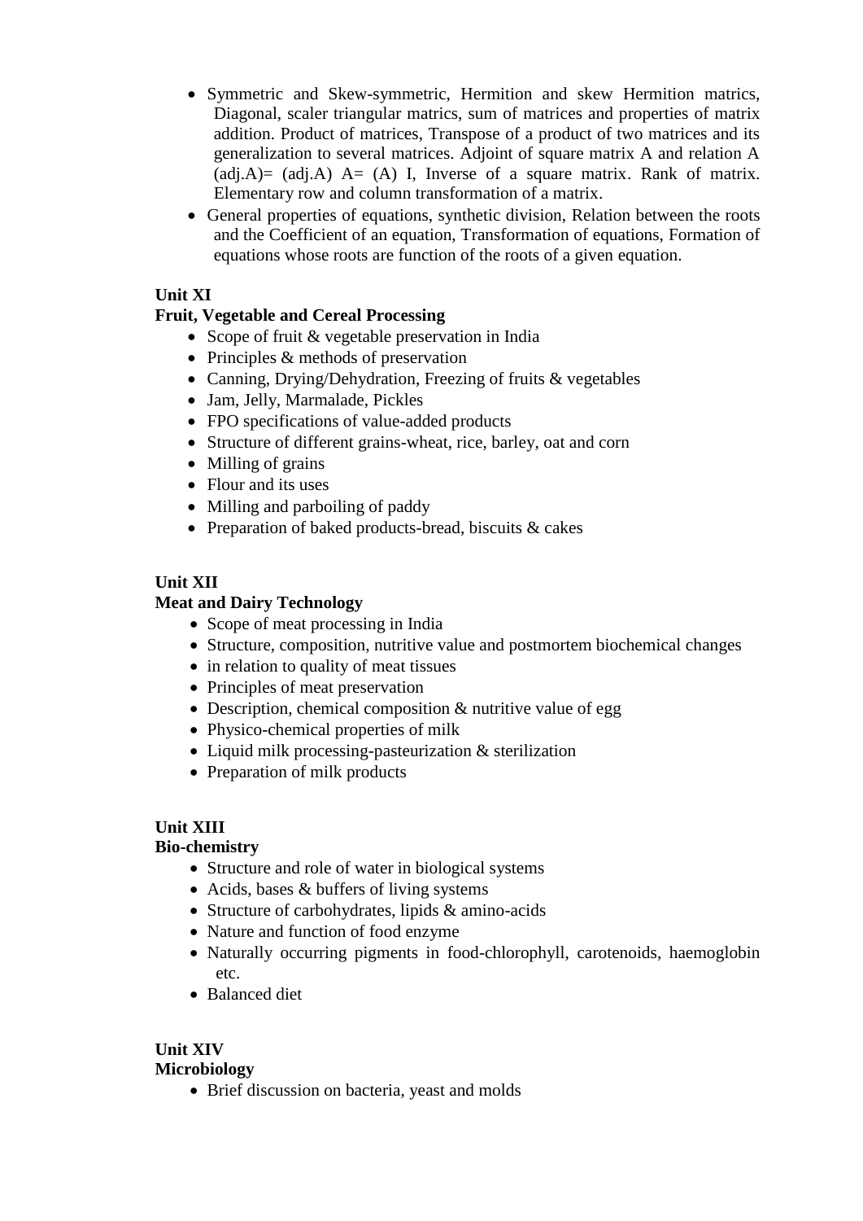- Symmetric and Skew-symmetric, Hermition and skew Hermition matrics, Diagonal, scaler triangular matrics, sum of matrices and properties of matrix addition. Product of matrices, Transpose of a product of two matrices and its generalization to several matrices. Adjoint of square matrix A and relation A (adj.A)= (adj.A) A= (A) I, Inverse of a square matrix. Rank of matrix. Elementary row and column transformation of a matrix.
- General properties of equations, synthetic division, Relation between the roots and the Coefficient of an equation, Transformation of equations, Formation of equations whose roots are function of the roots of a given equation.

**Unit XI**

**Fruit, Vegetable and Cereal Processing**

- Scope of fruit & vegetable preservation in India
- Principles & methods of preservation
- Canning, Drying/Dehydration, Freezing of fruits & vegetables
- Jam, Jelly, Marmalade, Pickles
- FPO specifications of value-added products
- Structure of different grains-wheat, rice, barley, oat and corn
- Milling of grains
- Flour and its uses
- Milling and parboiling of paddy
- Preparation of baked products-bread, biscuits & cakes

**Unit XII**

**Meat and Dairy Technology**

- Scope of meat processing in India
- Structure, composition, nutritive value and postmortem biochemical changes
- in relation to quality of meat tissues
- Principles of meat preservation
- Description, chemical composition & nutritive value of egg
- Physico-chemical properties of milk
- Liquid milk processing-pasteurization & sterilization
- Preparation of milk products

**Unit XIII**

**Bio-chemistry**

- Structure and role of water in biological systems
- Acids, bases & buffers of living systems
- Structure of carbohydrates, lipids & amino-acids
- Nature and function of food enzyme
- Naturally occurring pigments in food-chlorophyll, carotenoids, haemoglobin etc.
- Balanced diet

**Unit XIV**

**Microbiology**

- Brief discussion on bacteria, yeast and molds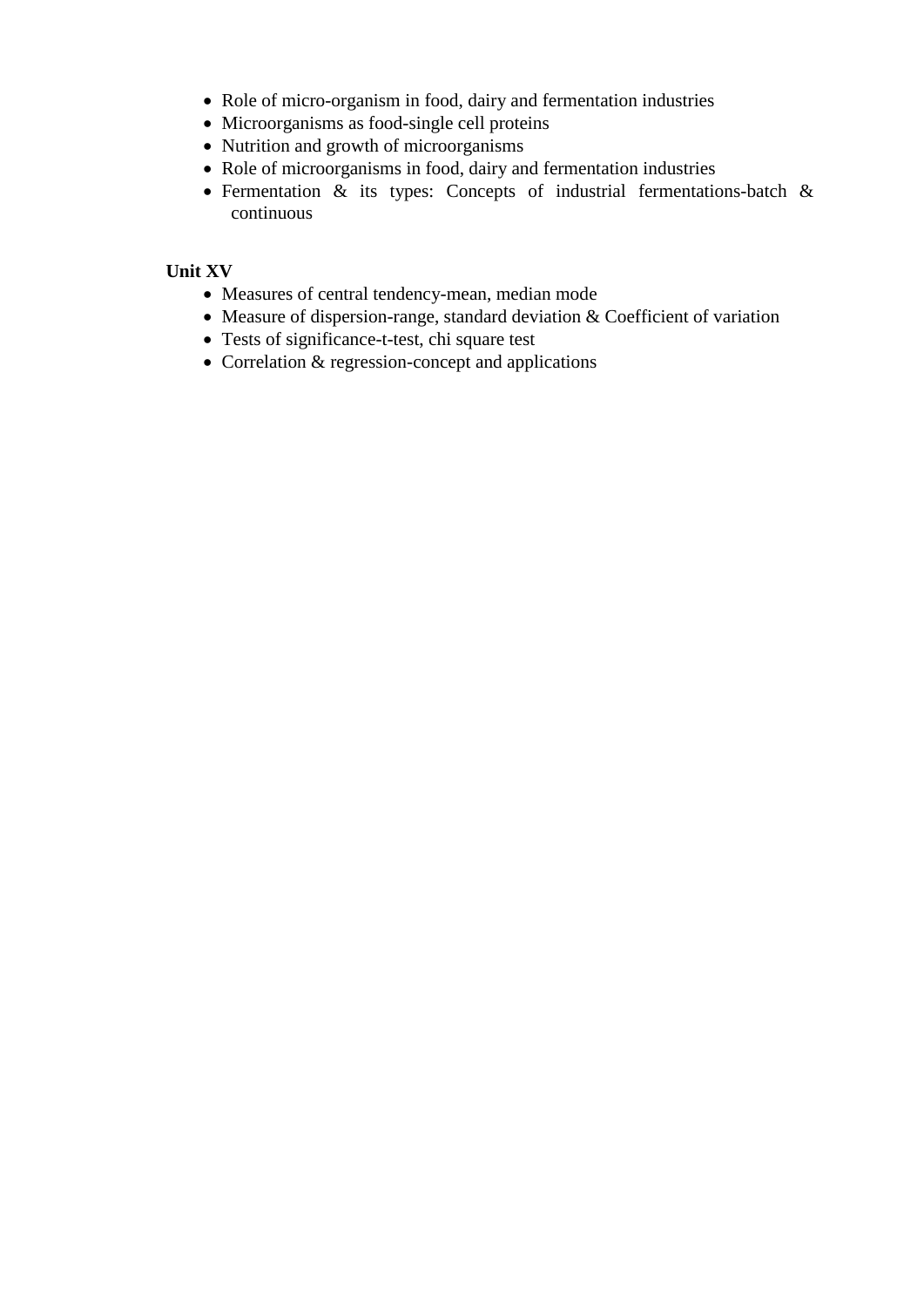- Role of micro-organism in food, dairy and fermentation industries
- Microorganisms as food-single cell proteins
- Nutrition and growth of microorganisms
- Role of microorganisms in food, dairy and fermentation industries
- Fermentation & its types: Concepts of industrial fermentations-batch & continuous

**Unit XV**

- Measures of central tendency-mean, median mode
- Measure of dispersion-range, standard deviation & Coefficient of variation
- Tests of significance-t-test, chi square test
- Correlation & regression-concept and applications